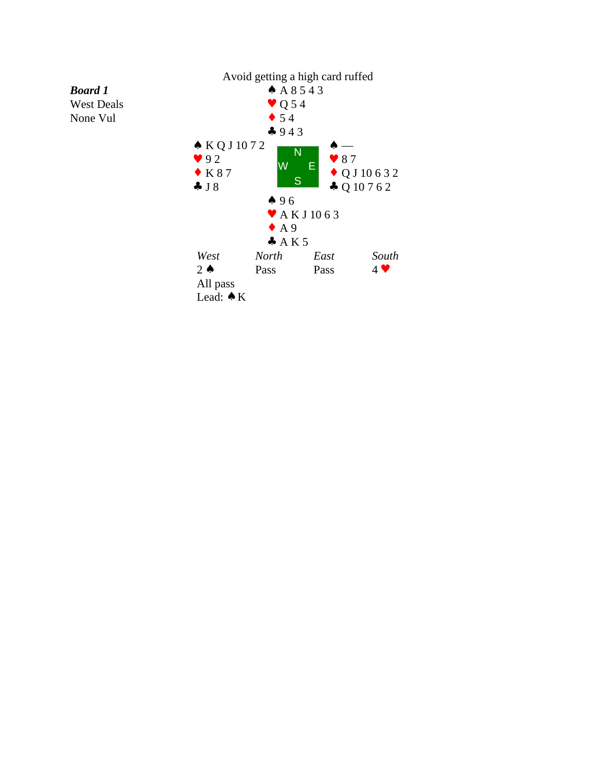Avoid getting a high card ruffed

***Board 1***
West Deals
None Vul

**North**
♠ A 8 5 4 3
♥ Q 5 4
♦ 5 4
♣ 9 4 3

**West**
♠ K Q J 10 7 2
♥ 9 2
♦ K 8 7
♣ J 8

**East**
♠ —
♥ 8 7
♦ Q J 10 6 3 2
♣ Q 10 7 6 2

**South**
♠ 9 6
♥ A K J 10 6 3
♦ A 9
♣ A K 5

| *West* | *North* | *East* | *South* |
|---|---|---|---|
| 2 ♠ | Pass | Pass | 4 ♥ |
| All pass | | | |

Lead: ♠ K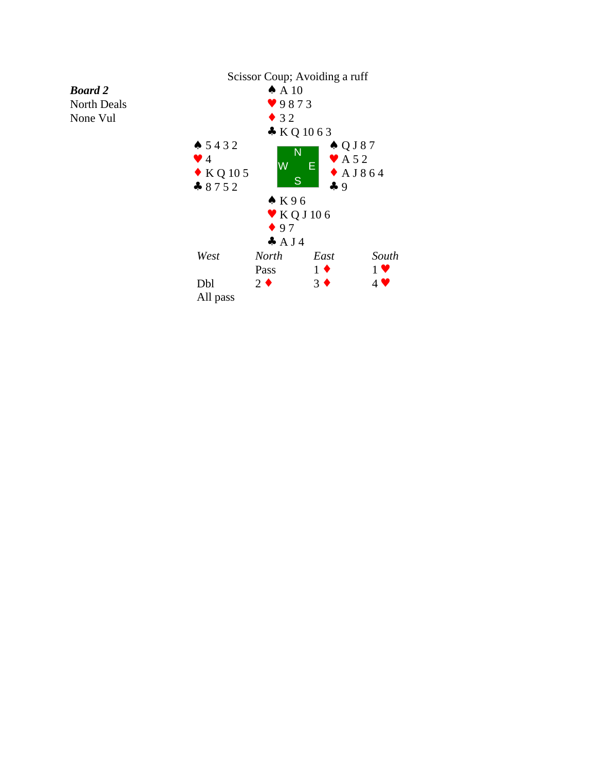Scissor Coup; Avoiding a ruff

***Board 2***
North Deals
None Vul

| | North | |
|---|---|---|
| | ♠ A 10 | |
| | ♥ 9 8 7 3 | |
| | ♦ 3 2 | |
| | ♣ K Q 10 6 3 | |
| **West** | | **East** |
| ♠ 5 4 3 2 | | ♠ Q J 8 7 |
| ♥ 4 | | ♥ A 5 2 |
| ♦ K Q 10 5 | | ♦ A J 8 6 4 |
| ♣ 8 7 5 2 | | ♣ 9 |
| | **South** | |
| | ♠ K 9 6 | |
| | ♥ K Q J 10 6 | |
| | ♦ 9 7 | |
| | ♣ A J 4 | |

| *West* | *North* | *East* | *South* |
|---|---|---|---|
| | Pass | 1 ♦ | 1 ♥ |
| Dbl | 2 ♦ | 3 ♦ | 4 ♥ |
| All pass | | | |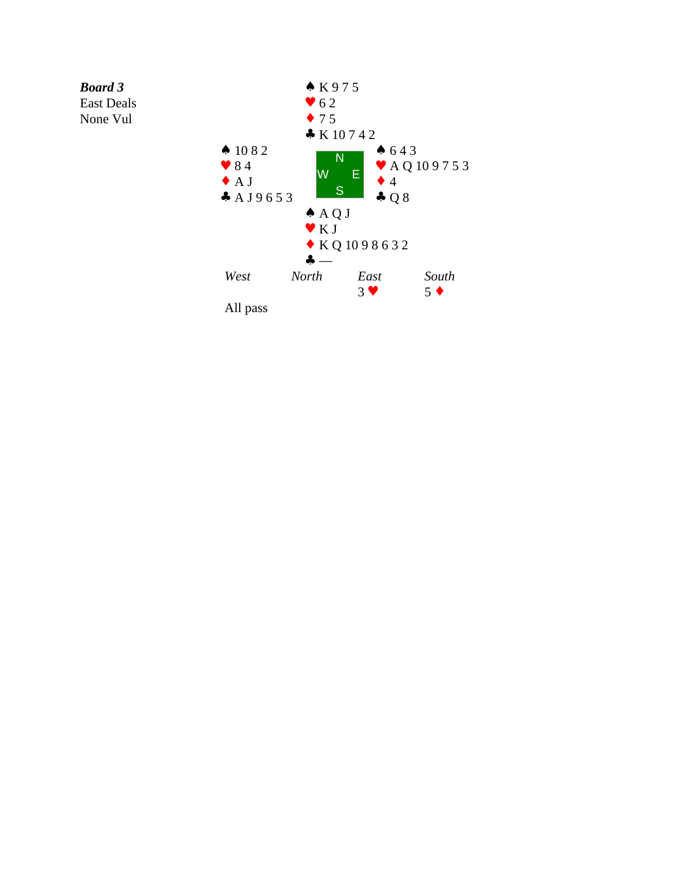***Board 3***
East Deals
None Vul

| | North | |
|---|---|---|
| | ♠ K 9 7 5<br>♥ 6 2<br>♦ 7 5<br>♣ K 10 7 4 2 | |
| **West** | | **East** |
| ♠ 10 8 2<br>♥ 8 4<br>♦ A J<br>♣ A J 9 6 5 3 | | ♠ 6 4 3<br>♥ A Q 10 9 7 5 3<br>♦ 4<br>♣ Q 8 |
| | **South** | |
| | ♠ A Q J<br>♥ K J<br>♦ K Q 10 9 8 6 3 2<br>♣ — | |

| *West* | *North* | *East* | *South* |
|---|---|---|---|
| | | 3 ♥ | 5 ♦ |
| All pass | | | |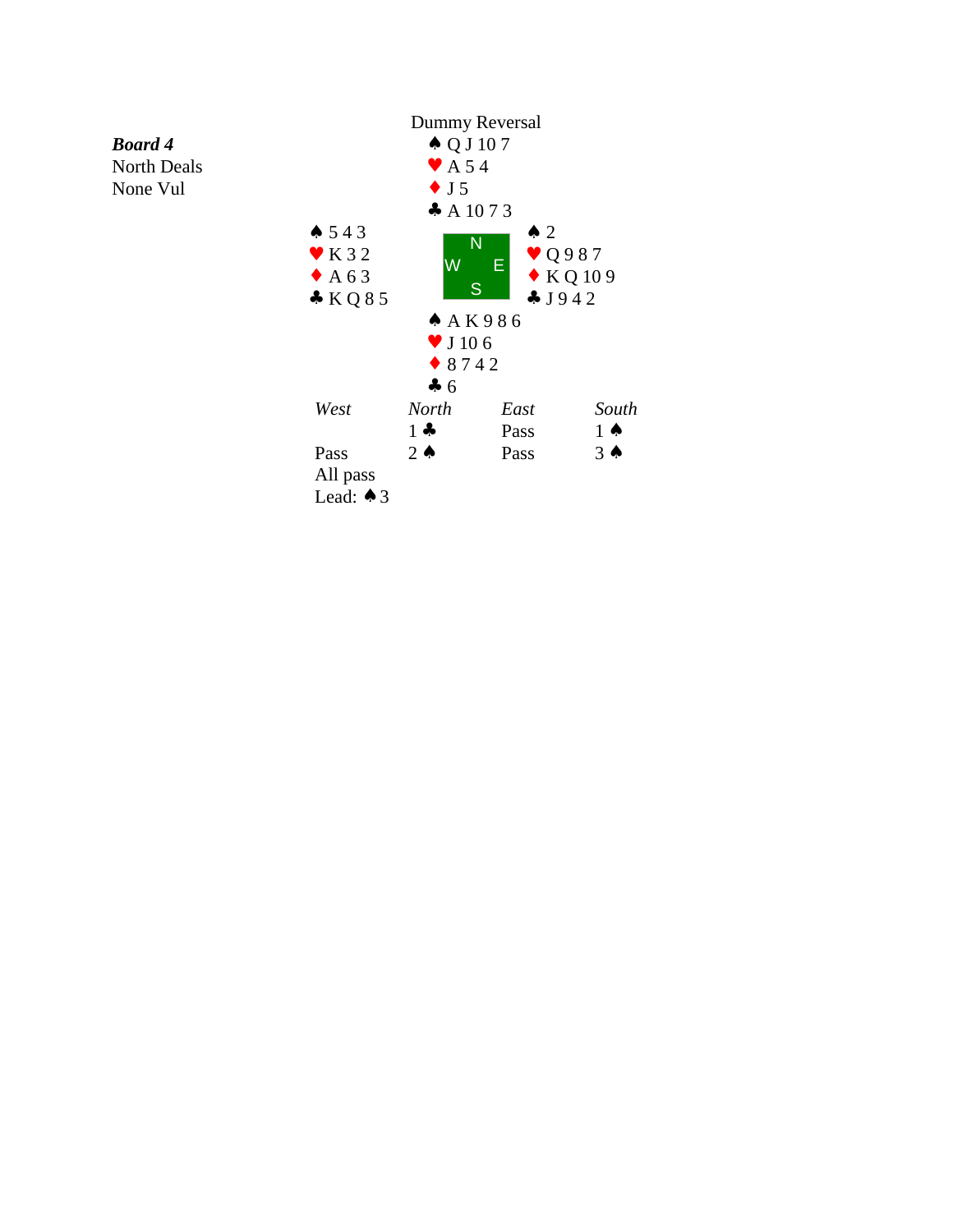**Board 4**
North Deals
None Vul

Dummy Reversal

| | North | |
|---|---|---|
| | ♠ Q J 10 7<br>♥ A 5 4<br>♦ J 5<br>♣ A 10 7 3 | |
| **West**<br>♠ 5 4 3<br>♥ K 3 2<br>♦ A 6 3<br>♣ K Q 8 5 | | **East**<br>♠ 2<br>♥ Q 9 8 7<br>♦ K Q 10 9<br>♣ J 9 4 2 |
| | **South**<br>♠ A K 9 8 6<br>♥ J 10 6<br>♦ 8 7 4 2<br>♣ 6 | |

| *West* | *North* | *East* | *South* |
|---|---|---|---|
| | 1 ♣ | Pass | 1 ♠ |
| Pass | 2 ♠ | Pass | 3 ♠ |
| All pass | | | |

Lead: ♠ 3